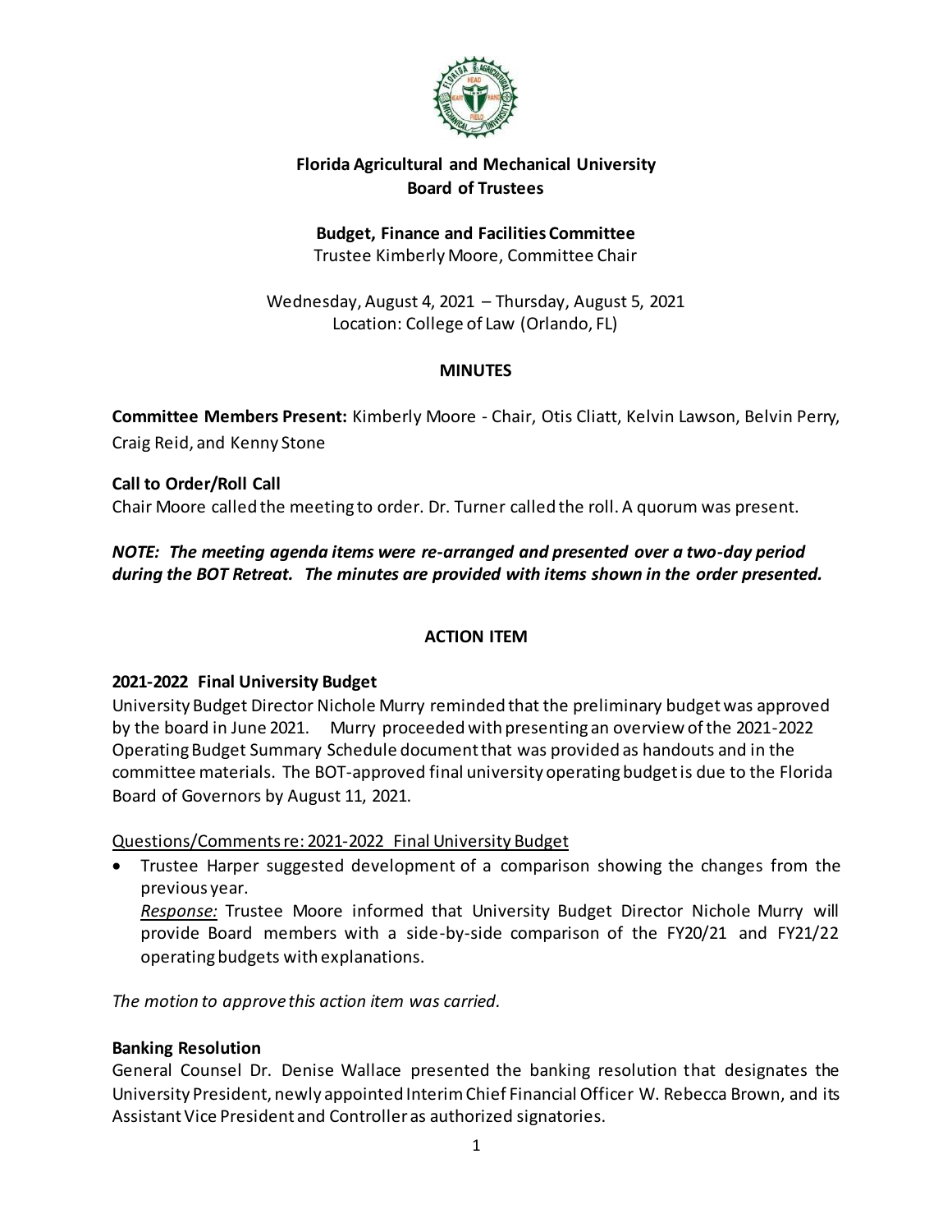**Florida Agricultural and Mechanical University**
**Board of Trustees**

**Budget, Finance and Facilities Committee**
Trustee Kimberly Moore, Committee Chair

Wednesday, August 4, 2021 – Thursday, August 5, 2021
Location: College of Law (Orlando, FL)

**MINUTES**

**Committee Members Present:** Kimberly Moore - Chair, Otis Cliatt, Kelvin Lawson, Belvin Perry, Craig Reid, and Kenny Stone

**Call to Order/Roll Call**
Chair Moore called the meeting to order. Dr. Turner called the roll. A quorum was present.

***NOTE: The meeting agenda items were re-arranged and presented over a two-day period during the BOT Retreat. The minutes are provided with items shown in the order presented.***

**ACTION ITEM**

**2021-2022 Final University Budget**
University Budget Director Nichole Murry reminded that the preliminary budget was approved by the board in June 2021. Murry proceeded with presenting an overview of the 2021-2022 Operating Budget Summary Schedule document that was provided as handouts and in the committee materials. The BOT-approved final university operating budget is due to the Florida Board of Governors by August 11, 2021.

<u>Questions/Comments re: 2021-2022 Final University Budget</u>

- Trustee Harper suggested development of a comparison showing the changes from the previous year.
  *<u>Response:</u>* Trustee Moore informed that University Budget Director Nichole Murry will provide Board members with a side-by-side comparison of the FY20/21 and FY21/22 operating budgets with explanations.

*The motion to approve this action item was carried.*

**Banking Resolution**
General Counsel Dr. Denise Wallace presented the banking resolution that designates the University President, newly appointed Interim Chief Financial Officer W. Rebecca Brown, and its Assistant Vice President and Controller as authorized signatories.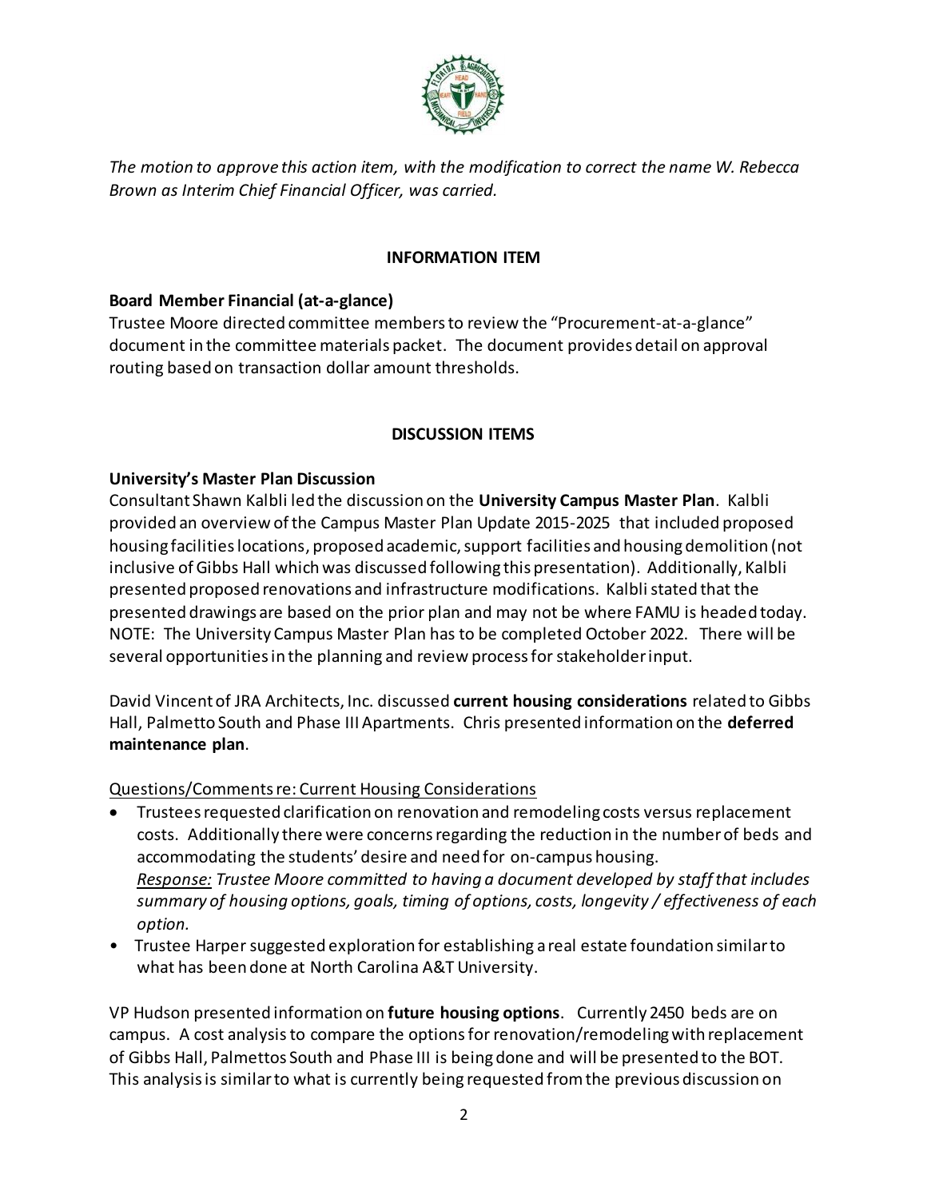*The motion to approve this action item, with the modification to correct the name W. Rebecca Brown as Interim Chief Financial Officer, was carried.*

## INFORMATION ITEM

**Board Member Financial (at-a-glance)**
Trustee Moore directed committee members to review the "Procurement-at-a-glance" document in the committee materials packet. The document provides detail on approval routing based on transaction dollar amount thresholds.

## DISCUSSION ITEMS

**University's Master Plan Discussion**
Consultant Shawn Kalbli led the discussion on the **University Campus Master Plan**. Kalbli provided an overview of the Campus Master Plan Update 2015-2025 that included proposed housing facilities locations, proposed academic, support facilities and housing demolition (not inclusive of Gibbs Hall which was discussed following this presentation). Additionally, Kalbli presented proposed renovations and infrastructure modifications. Kalbli stated that the presented drawings are based on the prior plan and may not be where FAMU is headed today. NOTE: The University Campus Master Plan has to be completed October 2022. There will be several opportunities in the planning and review process for stakeholder input.

David Vincent of JRA Architects, Inc. discussed **current housing considerations** related to Gibbs Hall, Palmetto South and Phase III Apartments. Chris presented information on the **deferred maintenance plan**.

<u>Questions/Comments re: Current Housing Considerations</u>

- Trustees requested clarification on renovation and remodeling costs versus replacement costs. Additionally there were concerns regarding the reduction in the number of beds and accommodating the students' desire and need for on-campus housing.
  *<u>Response:</u> Trustee Moore committed to having a document developed by staff that includes summary of housing options, goals, timing of options, costs, longevity / effectiveness of each option.*
- Trustee Harper suggested exploration for establishing a real estate foundation similar to what has been done at North Carolina A&T University.

VP Hudson presented information on **future housing options**. Currently 2450 beds are on campus. A cost analysis to compare the options for renovation/remodeling with replacement of Gibbs Hall, Palmettos South and Phase III is being done and will be presented to the BOT. This analysis is similar to what is currently being requested from the previous discussion on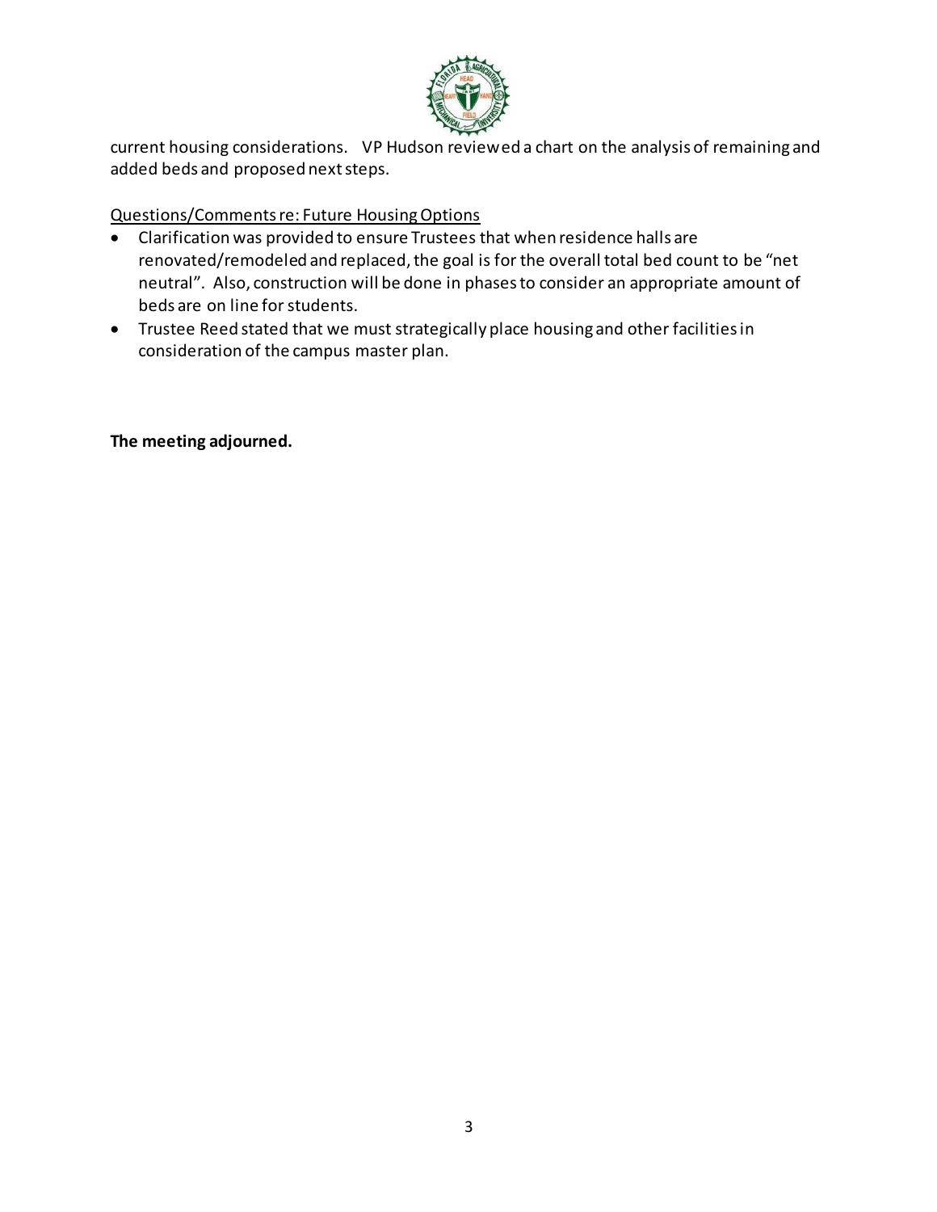current housing considerations. VP Hudson reviewed a chart on the analysis of remaining and added beds and proposed next steps.

<u>Questions/Comments re: Future Housing Options</u>

- Clarification was provided to ensure Trustees that when residence halls are renovated/remodeled and replaced, the goal is for the overall total bed count to be "net neutral". Also, construction will be done in phases to consider an appropriate amount of beds are on line for students.
- Trustee Reed stated that we must strategically place housing and other facilities in consideration of the campus master plan.

**The meeting adjourned.**